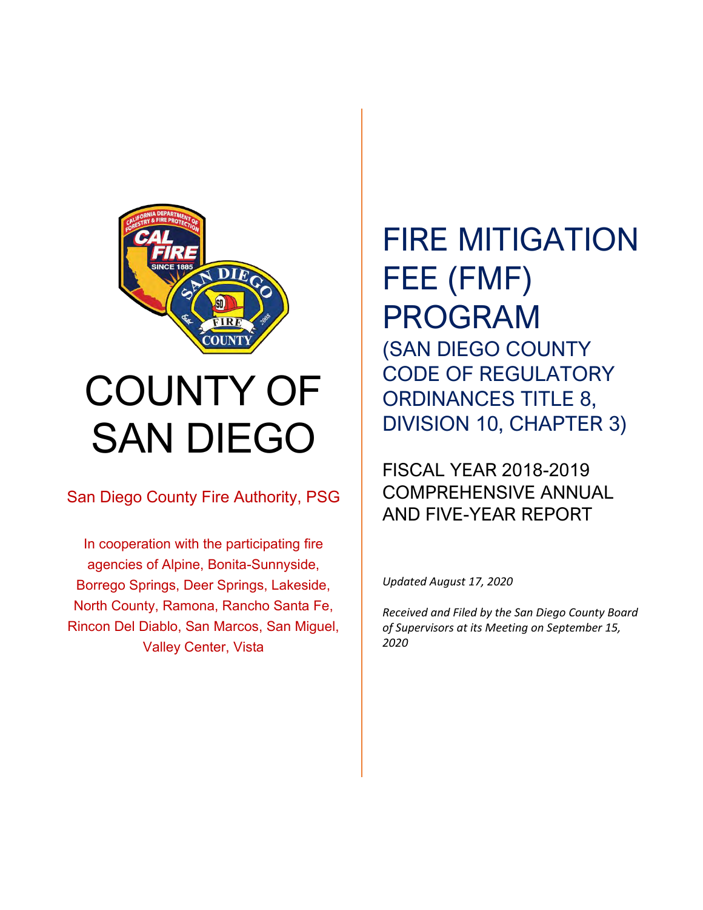# COUNTY OF SAN DIEGO

San Diego County Fire Authority, PSG

In cooperation with the participating fire agencies of Alpine, Bonita-Sunnyside, Borrego Springs, Deer Springs, Lakeside, North County, Ramona, Rancho Santa Fe, Rincon Del Diablo, San Marcos, San Miguel, Valley Center, Vista

# FIRE MITIGATION FEE (FMF) PROGRAM

## (SAN DIEGO COUNTY CODE OF REGULATORY ORDINANCES TITLE 8, DIVISION 10, CHAPTER 3)

FISCAL YEAR 2018-2019 COMPREHENSIVE ANNUAL AND FIVE-YEAR REPORT

*Updated August 17, 2020*

*Received and Filed by the San Diego County Board of Supervisors at its Meeting on September 15, 2020*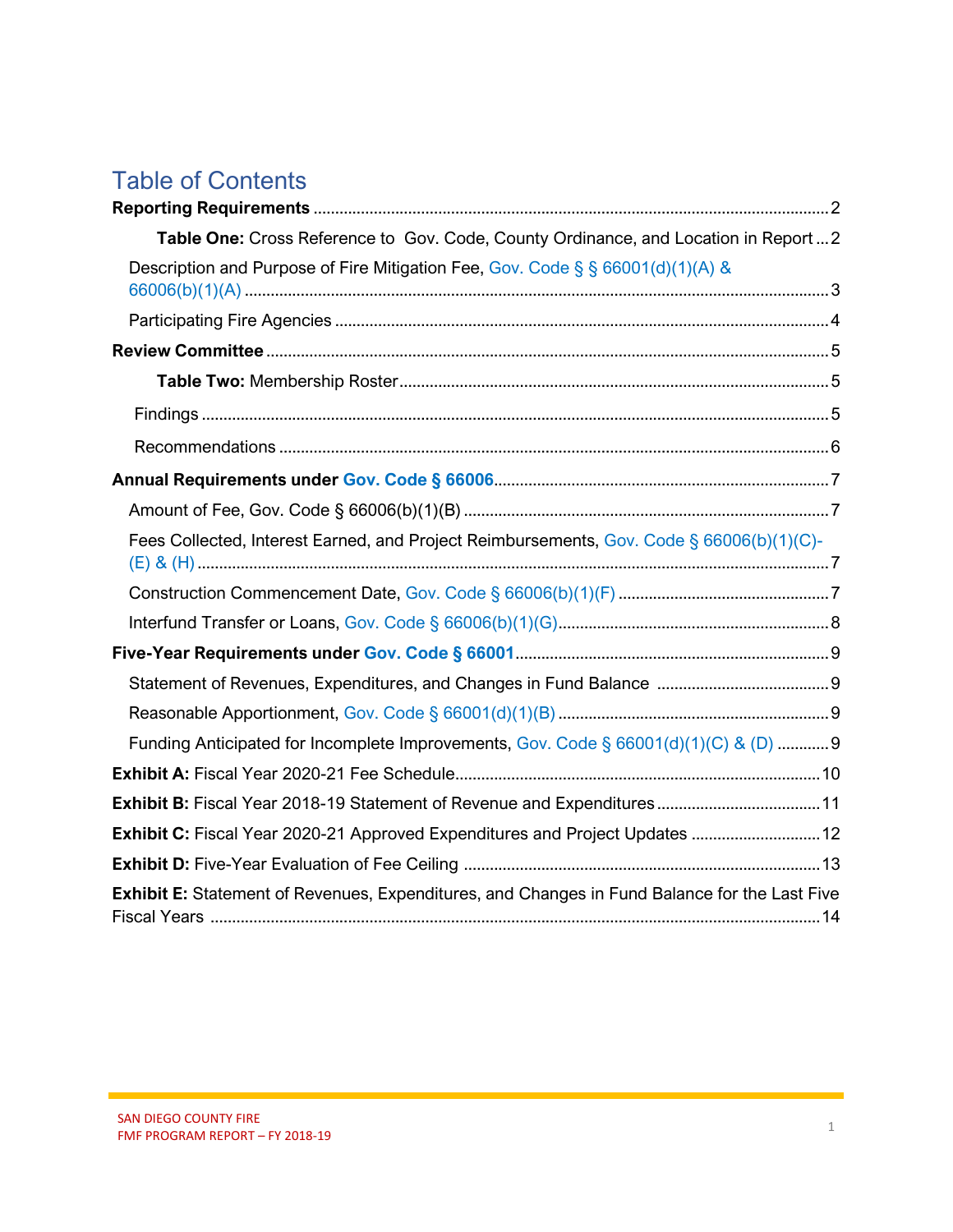# Table of Contents

**Reporting Requirements** ..... 2

**Table One:** Cross Reference to Gov. Code, County Ordinance, and Location in Report ... 2

Description and Purpose of Fire Mitigation Fee, Gov. Code § § 66001(d)(1)(A) & 66006(b)(1)(A) ..... 3

Participating Fire Agencies ..... 4

**Review Committee** ..... 5

**Table Two:** Membership Roster ..... 5

Findings ..... 5

Recommendations ..... 6

**Annual Requirements under Gov. Code § 66006** ..... 7

Amount of Fee, Gov. Code § 66006(b)(1)(B) ..... 7

Fees Collected, Interest Earned, and Project Reimbursements, Gov. Code § 66006(b)(1)(C)-(E) & (H) ..... 7

Construction Commencement Date, Gov. Code § 66006(b)(1)(F) ..... 7

Interfund Transfer or Loans, Gov. Code § 66006(b)(1)(G) ..... 8

**Five-Year Requirements under Gov. Code § 66001** ..... 9

Statement of Revenues, Expenditures, and Changes in Fund Balance ..... 9

Reasonable Apportionment, Gov. Code § 66001(d)(1)(B) ..... 9

Funding Anticipated for Incomplete Improvements, Gov. Code § 66001(d)(1)(C) & (D) ..... 9

**Exhibit A:** Fiscal Year 2020-21 Fee Schedule ..... 10

**Exhibit B:** Fiscal Year 2018-19 Statement of Revenue and Expenditures ..... 11

**Exhibit C:** Fiscal Year 2020-21 Approved Expenditures and Project Updates ..... 12

**Exhibit D:** Five-Year Evaluation of Fee Ceiling ..... 13

**Exhibit E:** Statement of Revenues, Expenditures, and Changes in Fund Balance for the Last Five Fiscal Years ..... 14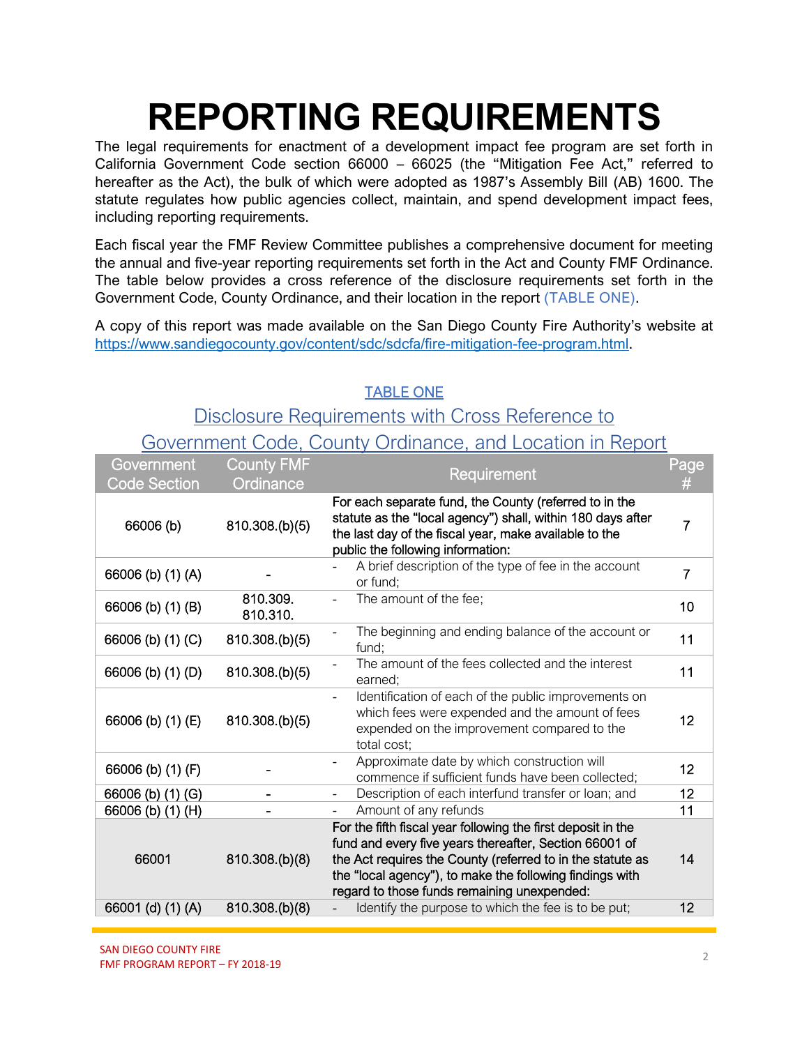# REPORTING REQUIREMENTS

The legal requirements for enactment of a development impact fee program are set forth in California Government Code section 66000 – 66025 (the "Mitigation Fee Act," referred to hereafter as the Act), the bulk of which were adopted as 1987's Assembly Bill (AB) 1600. The statute regulates how public agencies collect, maintain, and spend development impact fees, including reporting requirements.

Each fiscal year the FMF Review Committee publishes a comprehensive document for meeting the annual and five-year reporting requirements set forth in the Act and County FMF Ordinance. The table below provides a cross reference of the disclosure requirements set forth in the Government Code, County Ordinance, and their location in the report (TABLE ONE).

A copy of this report was made available on the San Diego County Fire Authority's website at https://www.sandiegocounty.gov/content/sdc/sdcfa/fire-mitigation-fee-program.html.

TABLE ONE

Disclosure Requirements with Cross Reference to Government Code, County Ordinance, and Location in Report

| Government Code Section | County FMF Ordinance | Requirement | Page # |
|---|---|---|---|
| 66006 (b) | 810.308.(b)(5) | **For each separate fund, the County (referred to in the statute as the "local agency") shall, within 180 days after the last day of the fiscal year, make available to the public the following information:** | 7 |
| 66006 (b) (1) (A) | - | - A brief description of the type of fee in the account or fund; | 7 |
| 66006 (b) (1) (B) | 810.309. 810.310. | - The amount of the fee; | 10 |
| 66006 (b) (1) (C) | 810.308.(b)(5) | - The beginning and ending balance of the account or fund; | 11 |
| 66006 (b) (1) (D) | 810.308.(b)(5) | - The amount of the fees collected and the interest earned; | 11 |
| 66006 (b) (1) (E) | 810.308.(b)(5) | - Identification of each of the public improvements on which fees were expended and the amount of fees expended on the improvement compared to the total cost; | 12 |
| 66006 (b) (1) (F) | - | - Approximate date by which construction will commence if sufficient funds have been collected; | 12 |
| 66006 (b) (1) (G) | - | - Description of each interfund transfer or loan; and | 12 |
| 66006 (b) (1) (H) | - | - Amount of any refunds | 11 |
| 66001 | 810.308.(b)(8) | **For the fifth fiscal year following the first deposit in the fund and every five years thereafter, Section 66001 of the Act requires the County (referred to in the statute as the "local agency"), to make the following findings with regard to those funds remaining unexpended:** | 14 |
| 66001 (d) (1) (A) | 810.308.(b)(8) | - Identify the purpose to which the fee is to be put; | 12 |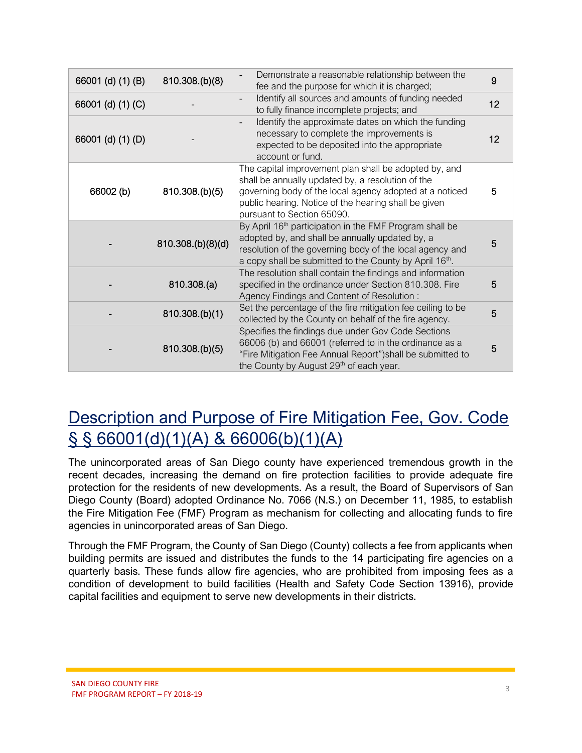| 66001 (d) (1) (B) | 810.308.(b)(8) | - Demonstrate a reasonable relationship between the fee and the purpose for which it is charged; | 9 |
|---|---|---|---|
| 66001 (d) (1) (C) | - | - Identify all sources and amounts of funding needed to fully finance incomplete projects; and | 12 |
| 66001 (d) (1) (D) | - | - Identify the approximate dates on which the funding necessary to complete the improvements is expected to be deposited into the appropriate account or fund. | 12 |
| 66002 (b) | 810.308.(b)(5) | The capital improvement plan shall be adopted by, and shall be annually updated by, a resolution of the governing body of the local agency adopted at a noticed public hearing. Notice of the hearing shall be given pursuant to Section 65090. | 5 |
| - | 810.308.(b)(8)(d) | By April 16th participation in the FMF Program shall be adopted by, and shall be annually updated by, a resolution of the governing body of the local agency and a copy shall be submitted to the County by April 16th. | 5 |
| - | 810.308.(a) | The resolution shall contain the findings and information specified in the ordinance under Section 810.308. Fire Agency Findings and Content of Resolution : | 5 |
| - | 810.308.(b)(1) | Set the percentage of the fire mitigation fee ceiling to be collected by the County on behalf of the fire agency. | 5 |
| - | 810.308.(b)(5) | Specifies the findings due under Gov Code Sections 66006 (b) and 66001 (referred to in the ordinance as a "Fire Mitigation Fee Annual Report")shall be submitted to the County by August 29th of each year. | 5 |

# Description and Purpose of Fire Mitigation Fee, Gov. Code § § 66001(d)(1)(A) & 66006(b)(1)(A)

The unincorporated areas of San Diego county have experienced tremendous growth in the recent decades, increasing the demand on fire protection facilities to provide adequate fire protection for the residents of new developments. As a result, the Board of Supervisors of San Diego County (Board) adopted Ordinance No. 7066 (N.S.) on December 11, 1985, to establish the Fire Mitigation Fee (FMF) Program as mechanism for collecting and allocating funds to fire agencies in unincorporated areas of San Diego.

Through the FMF Program, the County of San Diego (County) collects a fee from applicants when building permits are issued and distributes the funds to the 14 participating fire agencies on a quarterly basis. These funds allow fire agencies, who are prohibited from imposing fees as a condition of development to build facilities (Health and Safety Code Section 13916), provide capital facilities and equipment to serve new developments in their districts.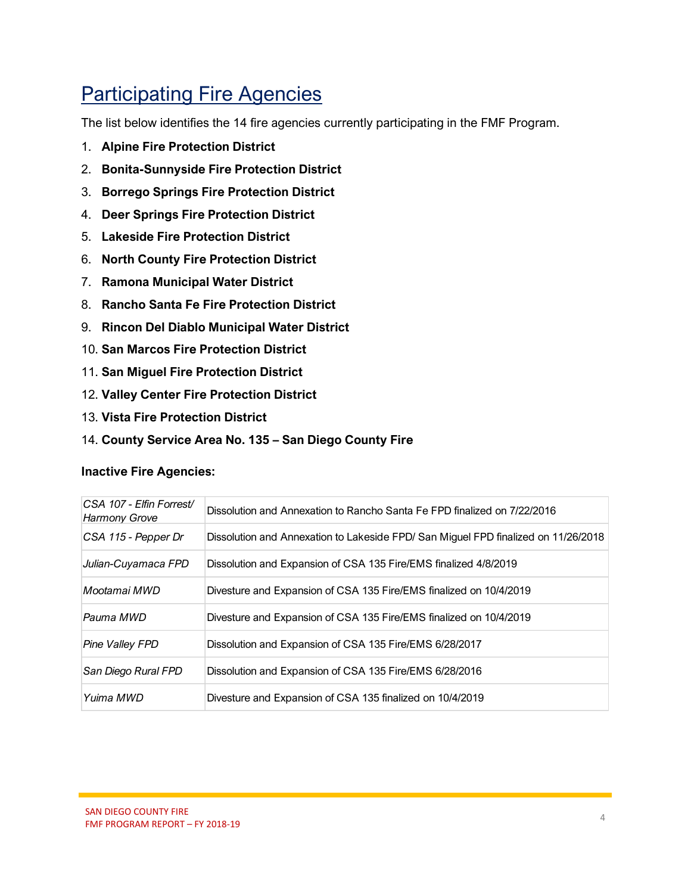## Participating Fire Agencies

The list below identifies the 14 fire agencies currently participating in the FMF Program.

1. **Alpine Fire Protection District**
2. **Bonita-Sunnyside Fire Protection District**
3. **Borrego Springs Fire Protection District**
4. **Deer Springs Fire Protection District**
5. **Lakeside Fire Protection District**
6. **North County Fire Protection District**
7. **Ramona Municipal Water District**
8. **Rancho Santa Fe Fire Protection District**
9. **Rincon Del Diablo Municipal Water District**
10. **San Marcos Fire Protection District**
11. **San Miguel Fire Protection District**
12. **Valley Center Fire Protection District**
13. **Vista Fire Protection District**
14. **County Service Area No. 135 – San Diego County Fire**

**Inactive Fire Agencies:**

| | |
|---|---|
| *CSA 107 - Elfin Forrest/ Harmony Grove* | Dissolution and Annexation to Rancho Santa Fe FPD finalized on 7/22/2016 |
| *CSA 115 - Pepper Dr* | Dissolution and Annexation to Lakeside FPD/ San Miguel FPD finalized on 11/26/2018 |
| *Julian-Cuyamaca FPD* | Dissolution and Expansion of CSA 135 Fire/EMS finalized 4/8/2019 |
| *Mootamai MWD* | Divesture and Expansion of CSA 135 Fire/EMS finalized on 10/4/2019 |
| *Pauma MWD* | Divesture and Expansion of CSA 135 Fire/EMS finalized on 10/4/2019 |
| *Pine Valley FPD* | Dissolution and Expansion of CSA 135 Fire/EMS 6/28/2017 |
| *San Diego Rural FPD* | Dissolution and Expansion of CSA 135 Fire/EMS 6/28/2016 |
| *Yuima MWD* | Divesture and Expansion of CSA 135 finalized on 10/4/2019 |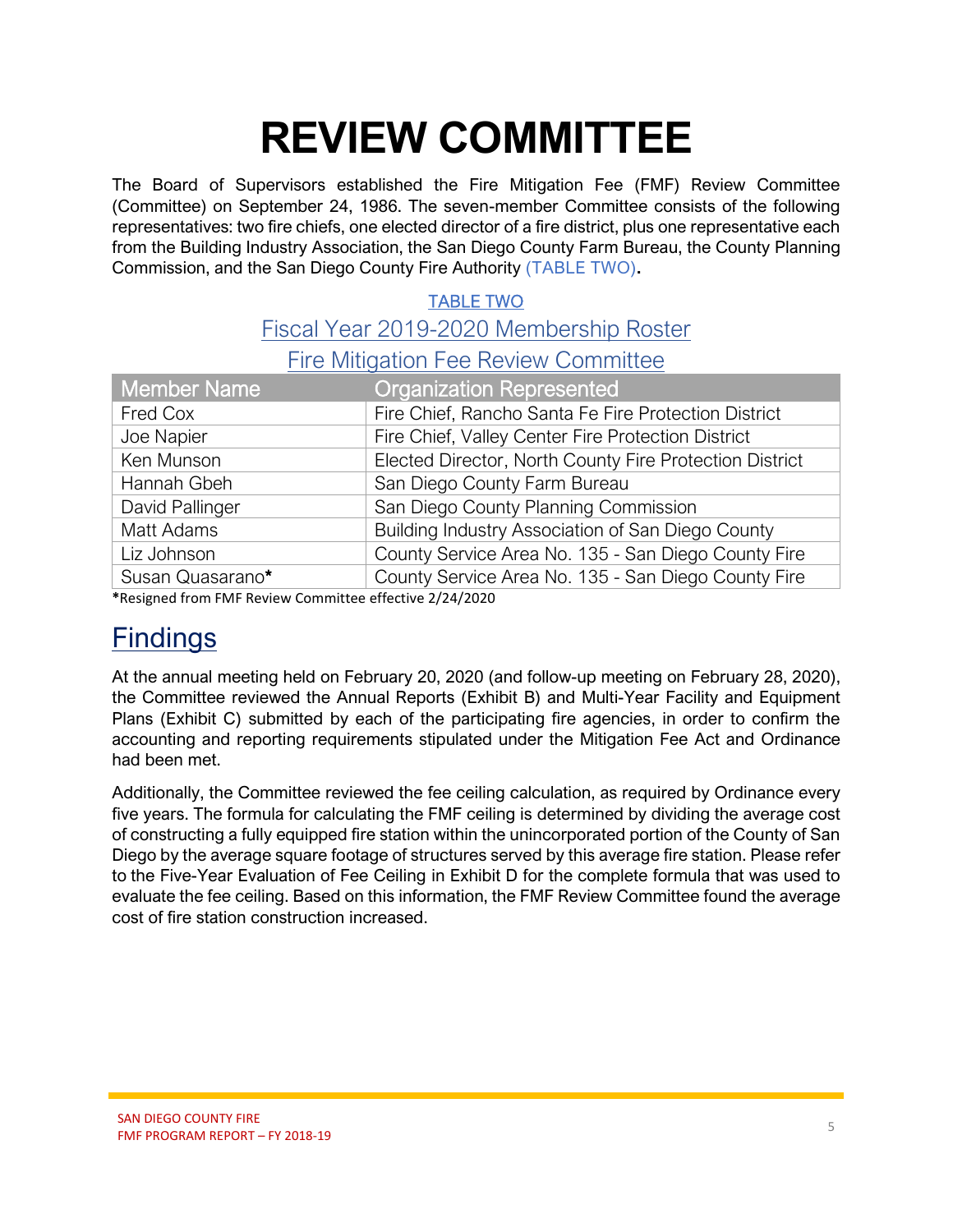# REVIEW COMMITTEE

The Board of Supervisors established the Fire Mitigation Fee (FMF) Review Committee (Committee) on September 24, 1986. The seven-member Committee consists of the following representatives: two fire chiefs, one elected director of a fire district, plus one representative each from the Building Industry Association, the San Diego County Farm Bureau, the County Planning Commission, and the San Diego County Fire Authority (TABLE TWO).

TABLE TWO

Fiscal Year 2019-2020 Membership Roster

Fire Mitigation Fee Review Committee

| Member Name | Organization Represented |
|---|---|
| Fred Cox | Fire Chief, Rancho Santa Fe Fire Protection District |
| Joe Napier | Fire Chief, Valley Center Fire Protection District |
| Ken Munson | Elected Director, North County Fire Protection District |
| Hannah Gbeh | San Diego County Farm Bureau |
| David Pallinger | San Diego County Planning Commission |
| Matt Adams | Building Industry Association of San Diego County |
| Liz Johnson | County Service Area No. 135 - San Diego County Fire |
| Susan Quasarano* | County Service Area No. 135 - San Diego County Fire |

*Resigned from FMF Review Committee effective 2/24/2020

## Findings

At the annual meeting held on February 20, 2020 (and follow-up meeting on February 28, 2020), the Committee reviewed the Annual Reports (Exhibit B) and Multi-Year Facility and Equipment Plans (Exhibit C) submitted by each of the participating fire agencies, in order to confirm the accounting and reporting requirements stipulated under the Mitigation Fee Act and Ordinance had been met.

Additionally, the Committee reviewed the fee ceiling calculation, as required by Ordinance every five years. The formula for calculating the FMF ceiling is determined by dividing the average cost of constructing a fully equipped fire station within the unincorporated portion of the County of San Diego by the average square footage of structures served by this average fire station. Please refer to the Five-Year Evaluation of Fee Ceiling in Exhibit D for the complete formula that was used to evaluate the fee ceiling. Based on this information, the FMF Review Committee found the average cost of fire station construction increased.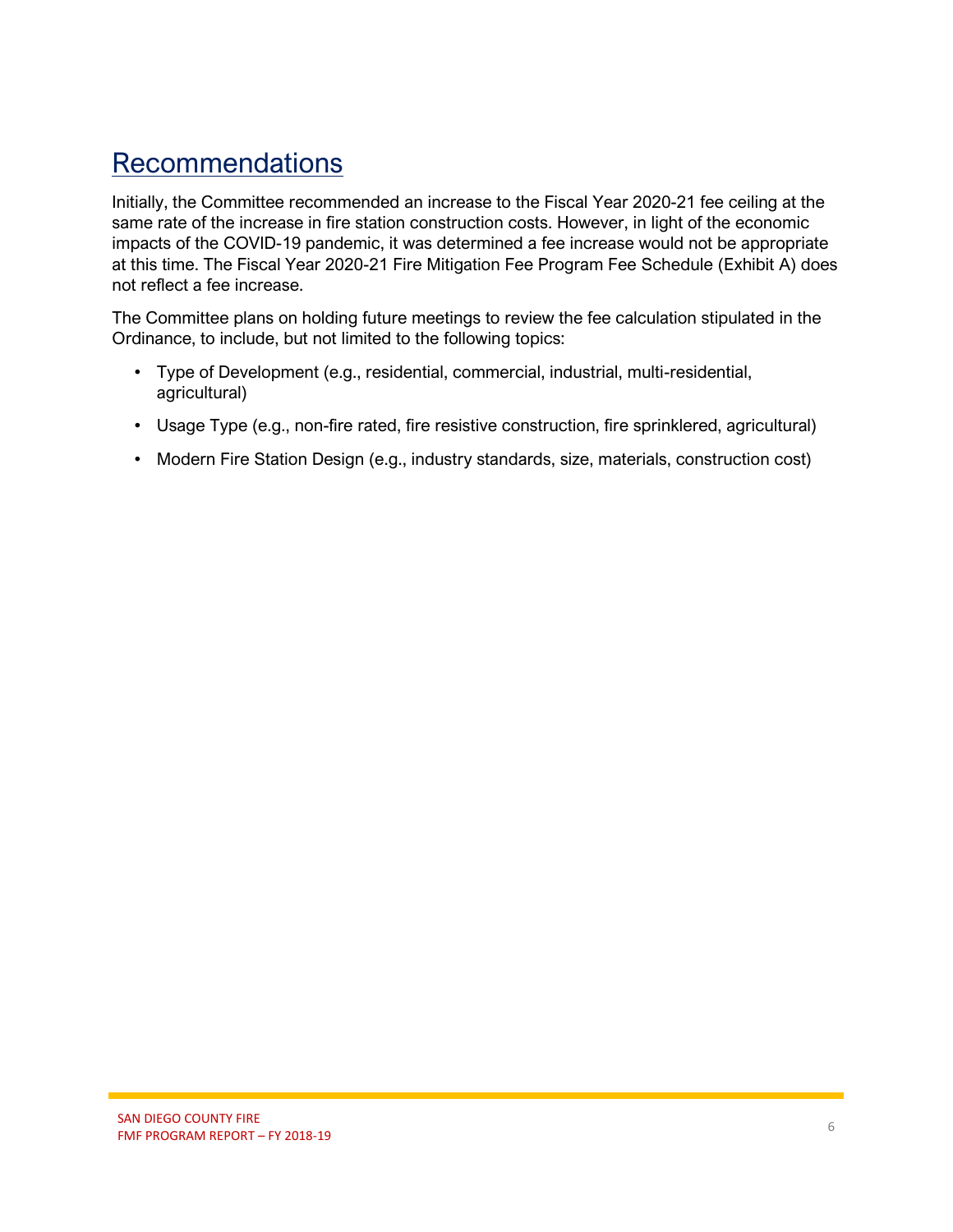## Recommendations

Initially, the Committee recommended an increase to the Fiscal Year 2020-21 fee ceiling at the same rate of the increase in fire station construction costs. However, in light of the economic impacts of the COVID-19 pandemic, it was determined a fee increase would not be appropriate at this time. The Fiscal Year 2020-21 Fire Mitigation Fee Program Fee Schedule (Exhibit A) does not reflect a fee increase.

The Committee plans on holding future meetings to review the fee calculation stipulated in the Ordinance, to include, but not limited to the following topics:

- Type of Development (e.g., residential, commercial, industrial, multi-residential, agricultural)
- Usage Type (e.g., non-fire rated, fire resistive construction, fire sprinklered, agricultural)
- Modern Fire Station Design (e.g., industry standards, size, materials, construction cost)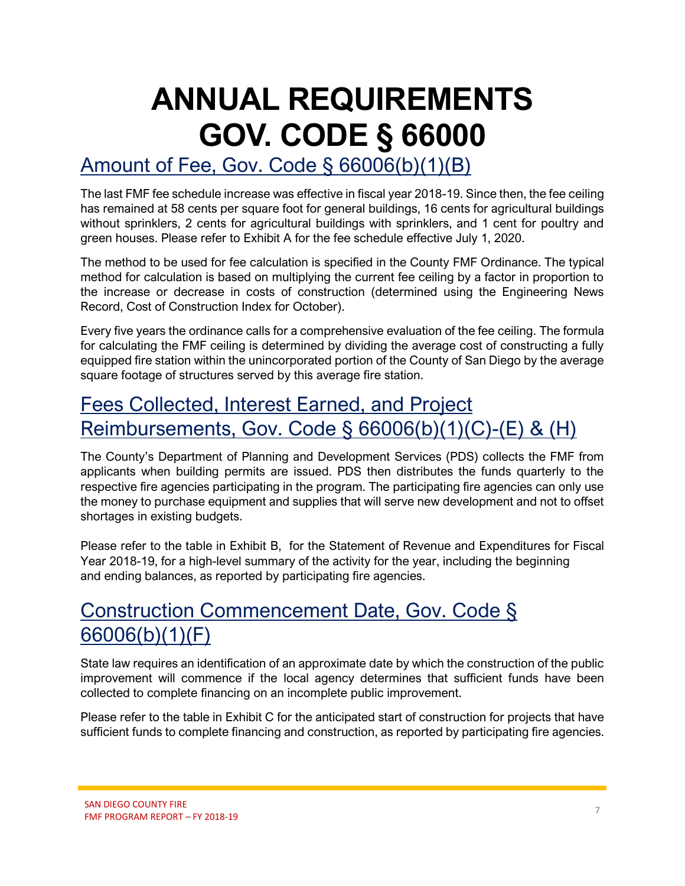# ANNUAL REQUIREMENTS GOV. CODE § 66000

## Amount of Fee, Gov. Code § 66006(b)(1)(B)

The last FMF fee schedule increase was effective in fiscal year 2018-19. Since then, the fee ceiling has remained at 58 cents per square foot for general buildings, 16 cents for agricultural buildings without sprinklers, 2 cents for agricultural buildings with sprinklers, and 1 cent for poultry and green houses. Please refer to Exhibit A for the fee schedule effective July 1, 2020.

The method to be used for fee calculation is specified in the County FMF Ordinance. The typical method for calculation is based on multiplying the current fee ceiling by a factor in proportion to the increase or decrease in costs of construction (determined using the Engineering News Record, Cost of Construction Index for October).

Every five years the ordinance calls for a comprehensive evaluation of the fee ceiling. The formula for calculating the FMF ceiling is determined by dividing the average cost of constructing a fully equipped fire station within the unincorporated portion of the County of San Diego by the average square footage of structures served by this average fire station.

## Fees Collected, Interest Earned, and Project Reimbursements, Gov. Code § 66006(b)(1)(C)-(E) & (H)

The County's Department of Planning and Development Services (PDS) collects the FMF from applicants when building permits are issued. PDS then distributes the funds quarterly to the respective fire agencies participating in the program. The participating fire agencies can only use the money to purchase equipment and supplies that will serve new development and not to offset shortages in existing budgets.

Please refer to the table in Exhibit B, for the Statement of Revenue and Expenditures for Fiscal Year 2018-19, for a high-level summary of the activity for the year, including the beginning and ending balances, as reported by participating fire agencies.

## Construction Commencement Date, Gov. Code § 66006(b)(1)(F)

State law requires an identification of an approximate date by which the construction of the public improvement will commence if the local agency determines that sufficient funds have been collected to complete financing on an incomplete public improvement.

Please refer to the table in Exhibit C for the anticipated start of construction for projects that have sufficient funds to complete financing and construction, as reported by participating fire agencies.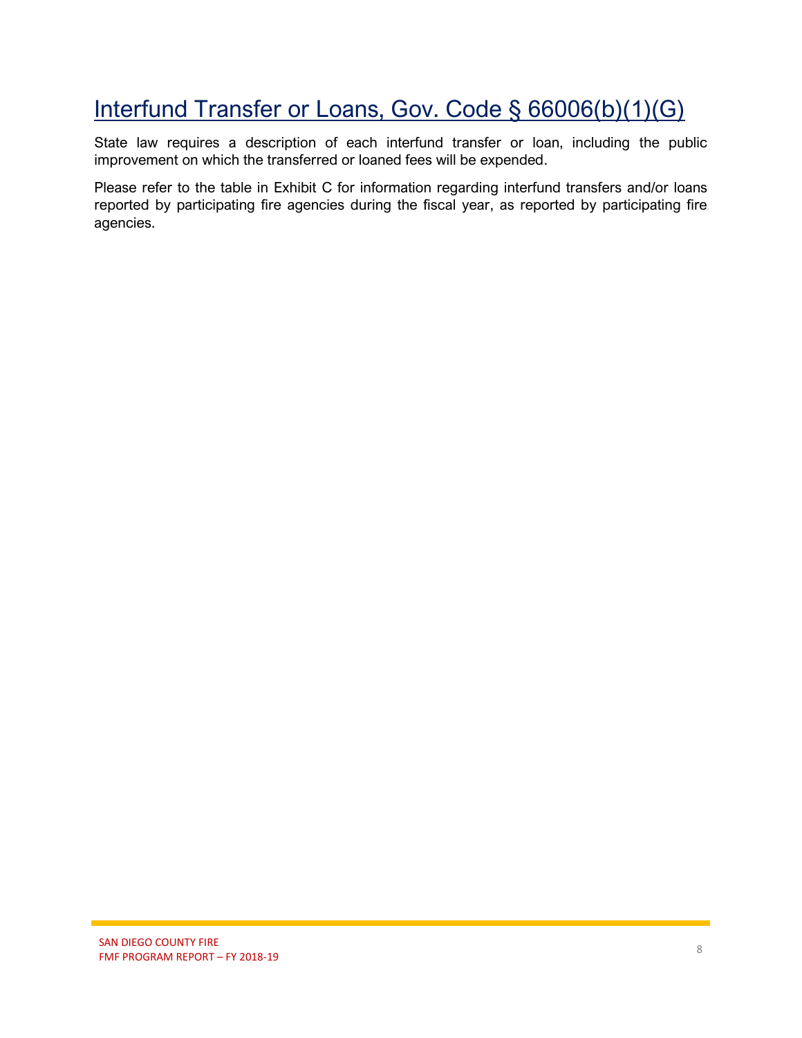## Interfund Transfer or Loans, Gov. Code § 66006(b)(1)(G)

State law requires a description of each interfund transfer or loan, including the public improvement on which the transferred or loaned fees will be expended.

Please refer to the table in Exhibit C for information regarding interfund transfers and/or loans reported by participating fire agencies during the fiscal year, as reported by participating fire agencies.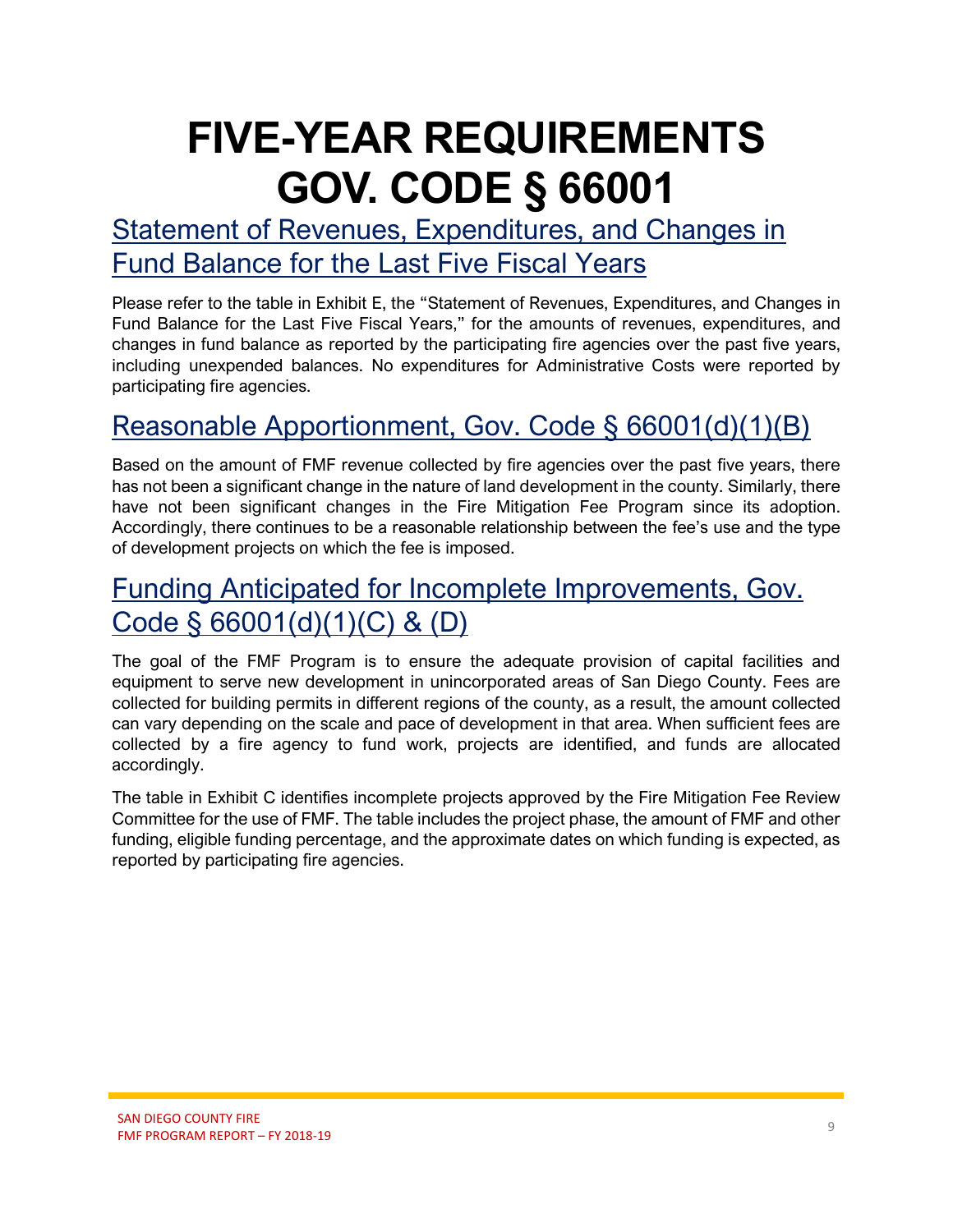# FIVE-YEAR REQUIREMENTS GOV. CODE § 66001

## Statement of Revenues, Expenditures, and Changes in Fund Balance for the Last Five Fiscal Years

Please refer to the table in Exhibit E, the "Statement of Revenues, Expenditures, and Changes in Fund Balance for the Last Five Fiscal Years," for the amounts of revenues, expenditures, and changes in fund balance as reported by the participating fire agencies over the past five years, including unexpended balances. No expenditures for Administrative Costs were reported by participating fire agencies.

## Reasonable Apportionment, Gov. Code § 66001(d)(1)(B)

Based on the amount of FMF revenue collected by fire agencies over the past five years, there has not been a significant change in the nature of land development in the county. Similarly, there have not been significant changes in the Fire Mitigation Fee Program since its adoption. Accordingly, there continues to be a reasonable relationship between the fee's use and the type of development projects on which the fee is imposed.

## Funding Anticipated for Incomplete Improvements, Gov. Code § 66001(d)(1)(C) & (D)

The goal of the FMF Program is to ensure the adequate provision of capital facilities and equipment to serve new development in unincorporated areas of San Diego County. Fees are collected for building permits in different regions of the county, as a result, the amount collected can vary depending on the scale and pace of development in that area. When sufficient fees are collected by a fire agency to fund work, projects are identified, and funds are allocated accordingly.

The table in Exhibit C identifies incomplete projects approved by the Fire Mitigation Fee Review Committee for the use of FMF. The table includes the project phase, the amount of FMF and other funding, eligible funding percentage, and the approximate dates on which funding is expected, as reported by participating fire agencies.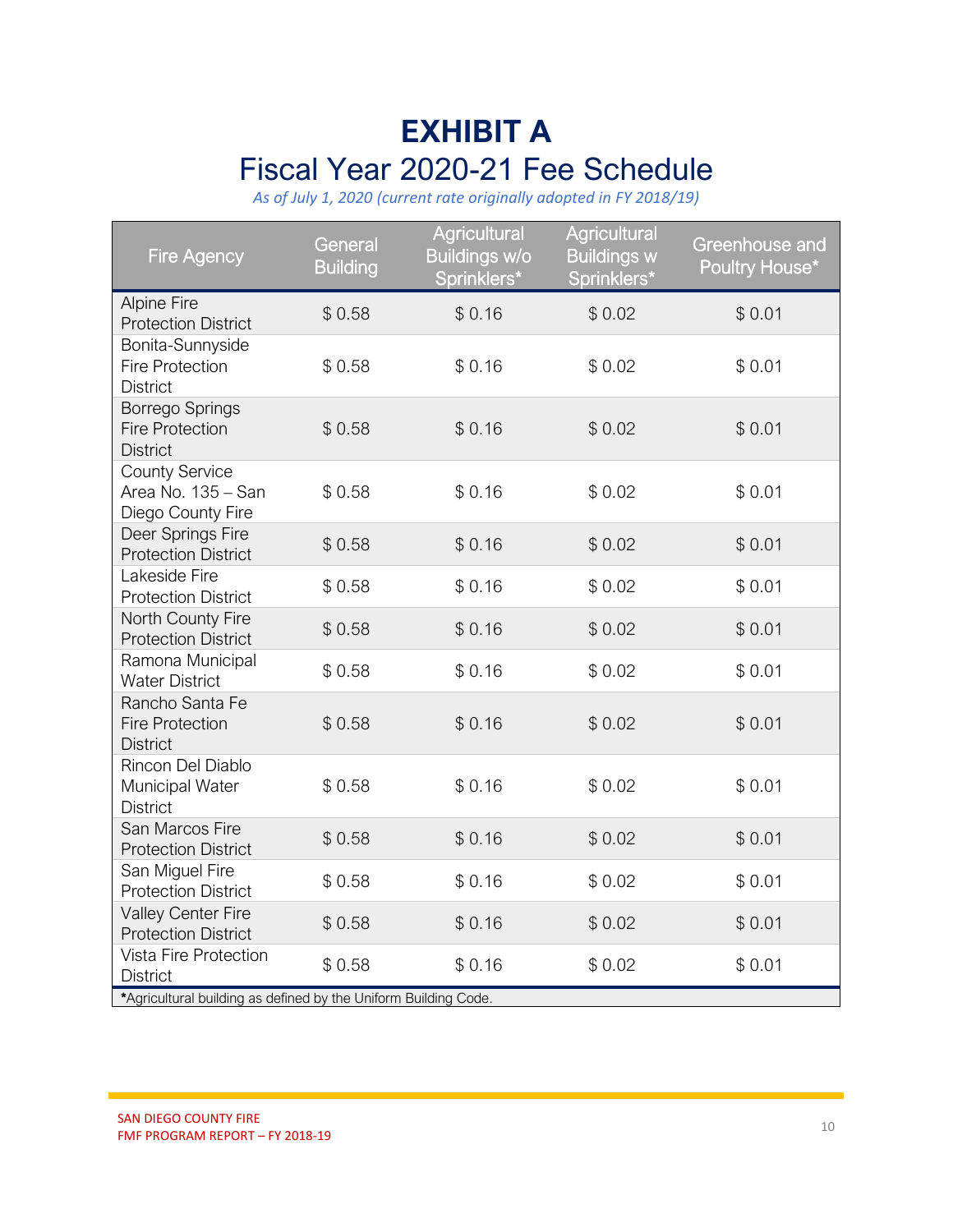# EXHIBIT A

## Fiscal Year 2020-21 Fee Schedule

*As of July 1, 2020 (current rate originally adopted in FY 2018/19)*

| Fire Agency | General Building | Agricultural Buildings w/o Sprinklers* | Agricultural Buildings w Sprinklers* | Greenhouse and Poultry House* |
|---|---|---|---|---|
| Alpine Fire Protection District | $ 0.58 | $ 0.16 | $ 0.02 | $ 0.01 |
| Bonita-Sunnyside Fire Protection District | $ 0.58 | $ 0.16 | $ 0.02 | $ 0.01 |
| Borrego Springs Fire Protection District | $ 0.58 | $ 0.16 | $ 0.02 | $ 0.01 |
| County Service Area No. 135 – San Diego County Fire | $ 0.58 | $ 0.16 | $ 0.02 | $ 0.01 |
| Deer Springs Fire Protection District | $ 0.58 | $ 0.16 | $ 0.02 | $ 0.01 |
| Lakeside Fire Protection District | $ 0.58 | $ 0.16 | $ 0.02 | $ 0.01 |
| North County Fire Protection District | $ 0.58 | $ 0.16 | $ 0.02 | $ 0.01 |
| Ramona Municipal Water District | $ 0.58 | $ 0.16 | $ 0.02 | $ 0.01 |
| Rancho Santa Fe Fire Protection District | $ 0.58 | $ 0.16 | $ 0.02 | $ 0.01 |
| Rincon Del Diablo Municipal Water District | $ 0.58 | $ 0.16 | $ 0.02 | $ 0.01 |
| San Marcos Fire Protection District | $ 0.58 | $ 0.16 | $ 0.02 | $ 0.01 |
| San Miguel Fire Protection District | $ 0.58 | $ 0.16 | $ 0.02 | $ 0.01 |
| Valley Center Fire Protection District | $ 0.58 | $ 0.16 | $ 0.02 | $ 0.01 |
| Vista Fire Protection District | $ 0.58 | $ 0.16 | $ 0.02 | $ 0.01 |

***Agricultural building as defined by the Uniform Building Code.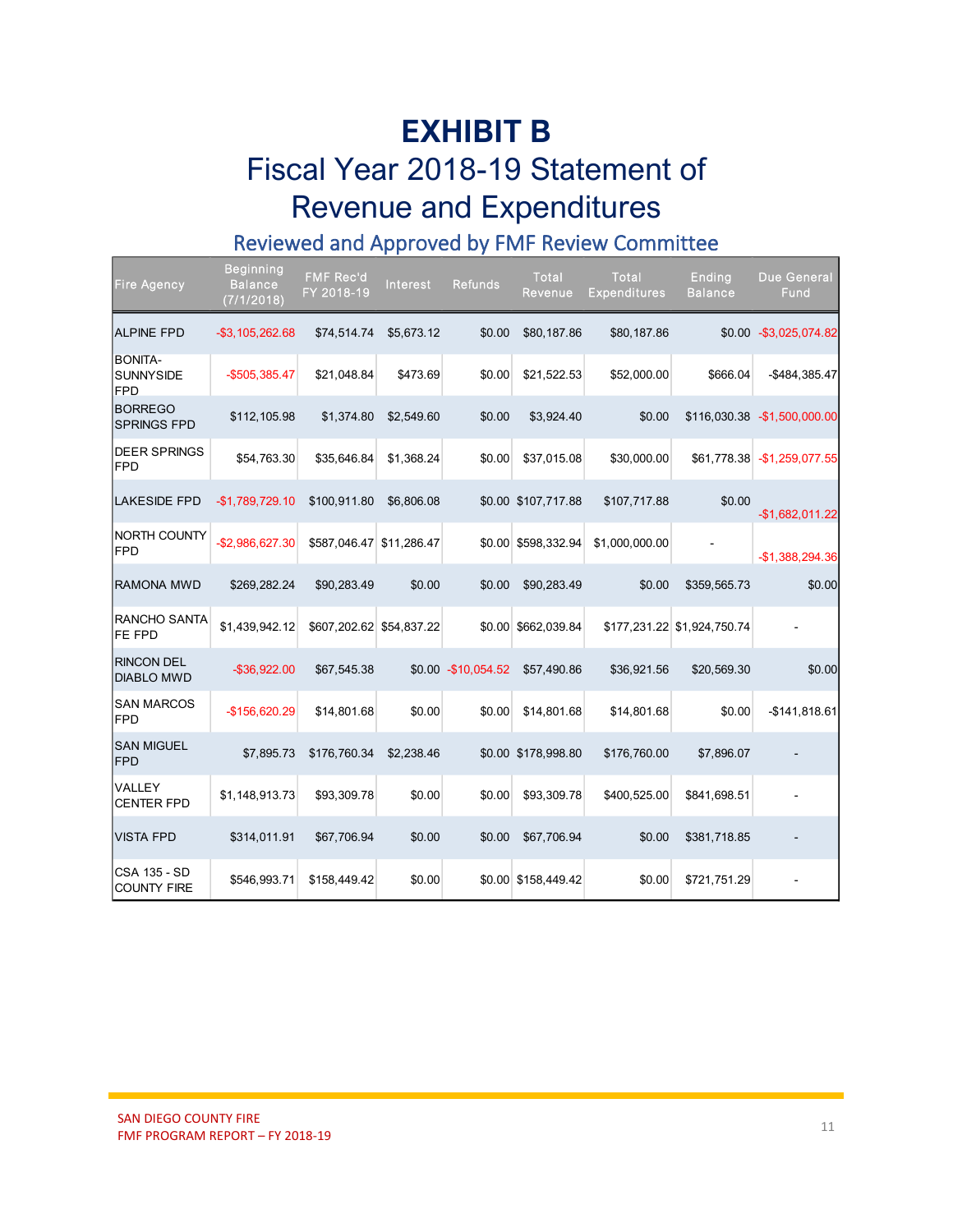# EXHIBIT B

## Fiscal Year 2018-19 Statement of Revenue and Expenditures

### Reviewed and Approved by FMF Review Committee

| Fire Agency | Beginning Balance (7/1/2018) | FMF Rec'd FY 2018-19 | Interest | Refunds | Total Revenue | Total Expenditures | Ending Balance | Due General Fund |
|---|---|---|---|---|---|---|---|---|
| ALPINE FPD | -$3,105,262.68 | $74,514.74 | $5,673.12 | $0.00 | $80,187.86 | $80,187.86 | $0.00 | -$3,025,074.82 |
| BONITA-SUNNYSIDE FPD | -$505,385.47 | $21,048.84 | $473.69 | $0.00 | $21,522.53 | $52,000.00 | $666.04 | -$484,385.47 |
| BORREGO SPRINGS FPD | $112,105.98 | $1,374.80 | $2,549.60 | $0.00 | $3,924.40 | $0.00 | $116,030.38 | -$1,500,000.00 |
| DEER SPRINGS FPD | $54,763.30 | $35,646.84 | $1,368.24 | $0.00 | $37,015.08 | $30,000.00 | $61,778.38 | -$1,259,077.55 |
| LAKESIDE FPD | -$1,789,729.10 | $100,911.80 | $6,806.08 | $0.00 | $107,717.88 | $107,717.88 | $0.00 | -$1,682,011.22 |
| NORTH COUNTY FPD | -$2,986,627.30 | $587,046.47 | $11,286.47 | $0.00 | $598,332.94 | $1,000,000.00 | - | -$1,388,294.36 |
| RAMONA MWD | $269,282.24 | $90,283.49 | $0.00 | $0.00 | $90,283.49 | $0.00 | $359,565.73 | $0.00 |
| RANCHO SANTA FE FPD | $1,439,942.12 | $607,202.62 | $54,837.22 | $0.00 | $662,039.84 | $177,231.22 | $1,924,750.74 | - |
| RINCON DEL DIABLO MWD | -$36,922.00 | $67,545.38 | $0.00 | -$10,054.52 | $57,490.86 | $36,921.56 | $20,569.30 | $0.00 |
| SAN MARCOS FPD | -$156,620.29 | $14,801.68 | $0.00 | $0.00 | $14,801.68 | $14,801.68 | $0.00 | -$141,818.61 |
| SAN MIGUEL FPD | $7,895.73 | $176,760.34 | $2,238.46 | $0.00 | $178,998.80 | $176,760.00 | $7,896.07 | - |
| VALLEY CENTER FPD | $1,148,913.73 | $93,309.78 | $0.00 | $0.00 | $93,309.78 | $400,525.00 | $841,698.51 | - |
| VISTA FPD | $314,011.91 | $67,706.94 | $0.00 | $0.00 | $67,706.94 | $0.00 | $381,718.85 | - |
| CSA 135 - SD COUNTY FIRE | $546,993.71 | $158,449.42 | $0.00 | $0.00 | $158,449.42 | $0.00 | $721,751.29 | - |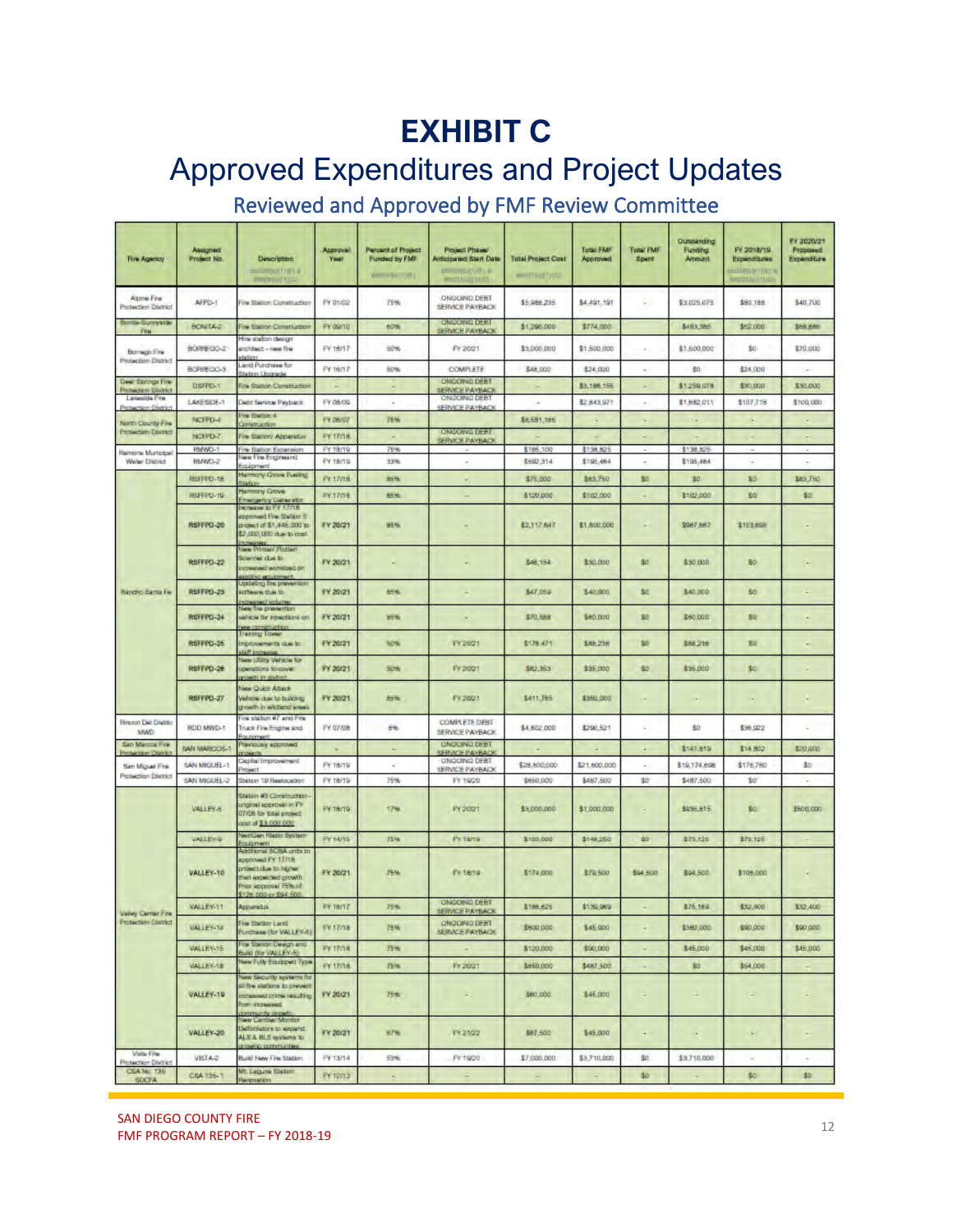# EXHIBIT C

## Approved Expenditures and Project Updates

### Reviewed and Approved by FMF Review Committee

| Fire Agency | Assigned Project No. | Description | Approval Year | Percent of Project Funded by FMF | Project Phase/ Anticipated Start Date | Total Project Cost | Total FMF Approved | Total FMF Spent | Outstanding Funding Amount | FY 2018/19 Expenditures | FY 2020/21 Proposed Expenditure |
|---|---|---|---|---|---|---|---|---|---|---|---|
| Alpine Fire Protection District | AFPD-1 | Fire Station Construction | FY 01/02 | 75% | ONGOING DEBT SERVICE PAYBACK | $5,988,235 | $4,491,191 | - | $3,025,075 | $80,188 | $40,700 |
| Bonita-Sunnyside Fire | BONITA-2 | Fire Station Construction | FY 09/10 | 60% | ONGOING DEBT SERVICE PAYBACK | $1,290,000 | $774,000 | | $453,385 | $52,000 | $68,886 |
| Borrego Fire Protection District | BORREGO-2 | Hire station design architect - new fire station | FY 16/17 | 50% | FY 20/21 | $3,000,000 | $1,500,000 | - | $1,500,000 | $0 | $70,000 |
| | BORREGO-3 | Land Purchase for Station Upgrade | FY 16/17 | 50% | COMPLETE | $48,000 | $24,000 | - | $0 | $24,000 | - |
| Deer Springs Fire Protection District | DSFPD-1 | Fire Station Construction | - | - | ONGOING DEBT SERVICE PAYBACK | - | $3,188,155 | - | $1,259,078 | $30,000 | $30,000 |
| Lakeside Fire Protection District | LAKESIDE-1 | Debt Service Payback | FY 08/09 | - | ONGOING DEBT SERVICE PAYBACK | - | $2,843,971 | - | $1,682,011 | $107,718 | $100,000 |
| North County Fire Protection District | NCFPD-4 | Fire Station 4 Construction | FY 06/07 | 75% | | $8,581,165 | - | - | - | - | - |
| | NCFPD-7 | Fire Station/ Apparatus | FY 17/18 | - | ONGOING DEBT SERVICE PAYBACK | - | - | - | - | - | - |
| Ramona Municipal Water District | RMWD-1 | Fire Station Expansion | FY 18/19 | 75% | - | $185,100 | $138,825 | - | $138,825 | - | - |
| | RMWD-2 | New Fire Engine and Equipment | FY 18/19 | 33% | - | $592,314 | $195,464 | - | $195,464 | - | - |
| Rancho Santa Fe | RSFFPD-18 | Harmony Grove Fueling Station | FY 17/18 | 85% | - | $75,000 | $63,750 | $0 | $0 | $0 | $63,750 |
| | RSFFPD-19 | Harmony Grove Emergency Generator | FY 17/18 | 85% | - | $120,000 | $102,000 | - | $102,000 | $0 | $0 |
| | RSFFPD-20 | Increase to FY 17/18 approved Fire Station 5 project of $1,446,000 to $2,000,000 due to cost increases | FY 20/21 | 85% | - | $2,117,647 | $1,800,000 | - | $987,887 | $153,898 | - |
| | RSFFPD-22 | New Printer/ Plotter Scanner due to increased workload on existing equipment | FY 20/21 | - | - | $46,154 | $30,000 | $0 | $30,000 | $0 | - |
| | RSFFPD-23 | Updating fire prevention software due to increased volume | FY 20/21 | 85% | - | $47,059 | $40,000 | $0 | $40,000 | $0 | - |
| | RSFFPD-24 | New fire prevention vehicle for inspections on new construction | FY 20/21 | 85% | - | $70,588 | $60,000 | $0 | $60,000 | $0 | - |
| | RSFFPD-25 | Training Tower improvements due to staff increase | FY 20/21 | 50% | FY 20/21 | $176,471 | $88,236 | $0 | $88,236 | $0 | - |
| | RSFFPD-26 | New Utility Vehicle for operations to cover growth in district | FY 20/21 | 50% | FY 20/21 | $82,353 | $35,000 | $0 | $35,000 | $0 | - |
| | RSFFPD-27 | New Quick Attack Vehicle due to building growth in wildland areas | FY 20/21 | 85% | FY 20/21 | $411,765 | $350,000 | - | - | - | - |
| Rincon Del Diablo MWD | RDD MWD-1 | Fire station #7 and Fire Truck Fire Engine and Equipment | FY 07/08 | 6% | COMPLETE DEBT SERVICE PAYBACK | $4,602,000 | $290,521 | - | $0 | $36,922 | - |
| San Marcos Fire Protection District | SAN MARCOS-1 | Previously approved projects | - | - | ONGOING DEBT SERVICE PAYBACK | - | - | - | $141,619 | $14,802 | $20,000 |
| San Miguel Fire Protection District | SAN MIGUEL-1 | Capital Improvement Project | FY 18/19 | - | ONGOING DEBT SERVICE PAYBACK | $28,800,000 | $21,600,000 | - | $19,174,898 | $176,780 | $0 |
| | SAN MIGUEL-2 | Station 19 Relocation | FY 18/19 | 75% | FY 19/20 | $650,000 | $487,500 | $0 | $487,500 | $0 | - |
| Valley Center Fire Protection District | VALLEY-8 | Station #3 Construction - original approval in FY 07/08 for total project cost of $3,000,000 | FY 18/19 | 17% | FY 20/21 | $3,000,000 | $1,000,000 | - | $935,815 | $0 | $500,000 |
| | VALLEY-9 | NextGen Radio System Equipment | FY 14/15 | 75% | FY 18/19 | $193,000 | $146,250 | $0 | $73,125 | $73,125 | - |
| | VALLEY-10 | Additional SCBA units to approved FY 17/18 project due to higher than expected growth. Prior approval 75% of $126,000 or $94,500 | FY 20/21 | 75% | FY 18/19 | $174,000 | $79,500 | $94,500 | $94,500 | $108,000 | - |
| | VALLEY-11 | Apparatus | FY 16/17 | 75% | ONGOING DEBT SERVICE PAYBACK | $186,625 | $139,969 | - | $75,169 | $32,400 | $32,400 |
| | VALLEY-14 | Fire Station Land Purchase (for VALLEY-8) | FY 17/18 | 75% | ONGOING DEBT SERVICE PAYBACK | $600,000 | $45,000 | - | $360,000 | $90,000 | $90,000 |
| | VALLEY-15 | Fire Station Design and Build (for VALLEY-8) | FY 17/18 | 75% | - | $120,000 | $90,000 | - | $45,000 | $45,000 | $45,000 |
| | VALLEY-18 | New Fully Equipped Type | FY 17/18 | 75% | FY 20/21 | $650,000 | $487,500 | - | $0 | $54,000 | - |
| | VALLEY-19 | New Security systems for all fire stations to prevent increased crime resulting from increased community growth | FY 20/21 | 75% | - | $60,000 | $45,000 | - | - | - | - |
| | VALLEY-20 | New Cardiac Monitor Defibrillators to expand ALS & BLS systems to growing communities | FY 20/21 | 67% | FY 21/22 | $67,500 | $45,000 | - | - | - | - |
| Vista Fire Protection District | VISTA-2 | Build New Fire Station | FY 13/14 | 53% | FY 19/20 | $7,000,000 | $3,710,000 | $0 | $3,710,000 | - | - |
| CSA No. 135 SDCFA | CSA 135-1 | Mt. Laguna Station Renovation | FY 12/13 | - | - | - | - | $0 | - | $0 | $0 |

SAN DIEGO COUNTY FIRE
FMF PROGRAM REPORT – FY 2018-19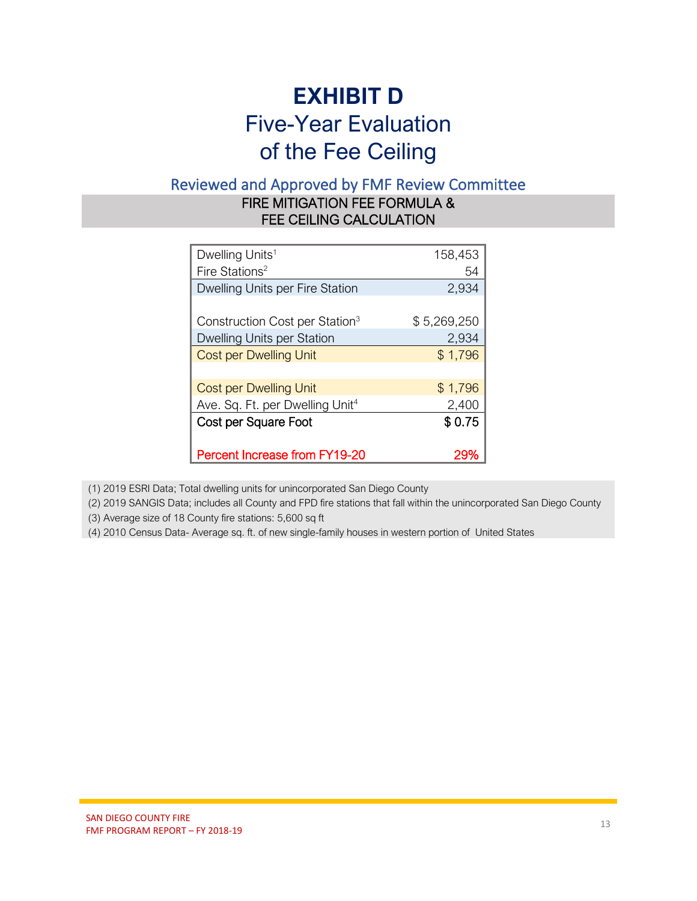# EXHIBIT D

## Five-Year Evaluation of the Fee Ceiling

### Reviewed and Approved by FMF Review Committee

**FIRE MITIGATION FEE FORMULA & FEE CEILING CALCULATION**

| Item | Value |
|---|---|
| Dwelling Units[1] | 158,453 |
| Fire Stations[2] | 54 |
| Dwelling Units per Fire Station | 2,934 |
| | |
| Construction Cost per Station[3] | $ 5,269,250 |
| Dwelling Units per Station | 2,934 |
| Cost per Dwelling Unit | $ 1,796 |
| | |
| Cost per Dwelling Unit | $ 1,796 |
| Ave. Sq. Ft. per Dwelling Unit[4] | 2,400 |
| **Cost per Square Foot** | **$ 0.75** |
| | |
| Percent Increase from FY19-20 | 29% |

(1) 2019 ESRI Data; Total dwelling units for unincorporated San Diego County

(2) 2019 SANGIS Data; includes all County and FPD fire stations that fall within the unincorporated San Diego County

(3) Average size of 18 County fire stations: 5,600 sq ft

(4) 2010 Census Data- Average sq. ft. of new single-family houses in western portion of United States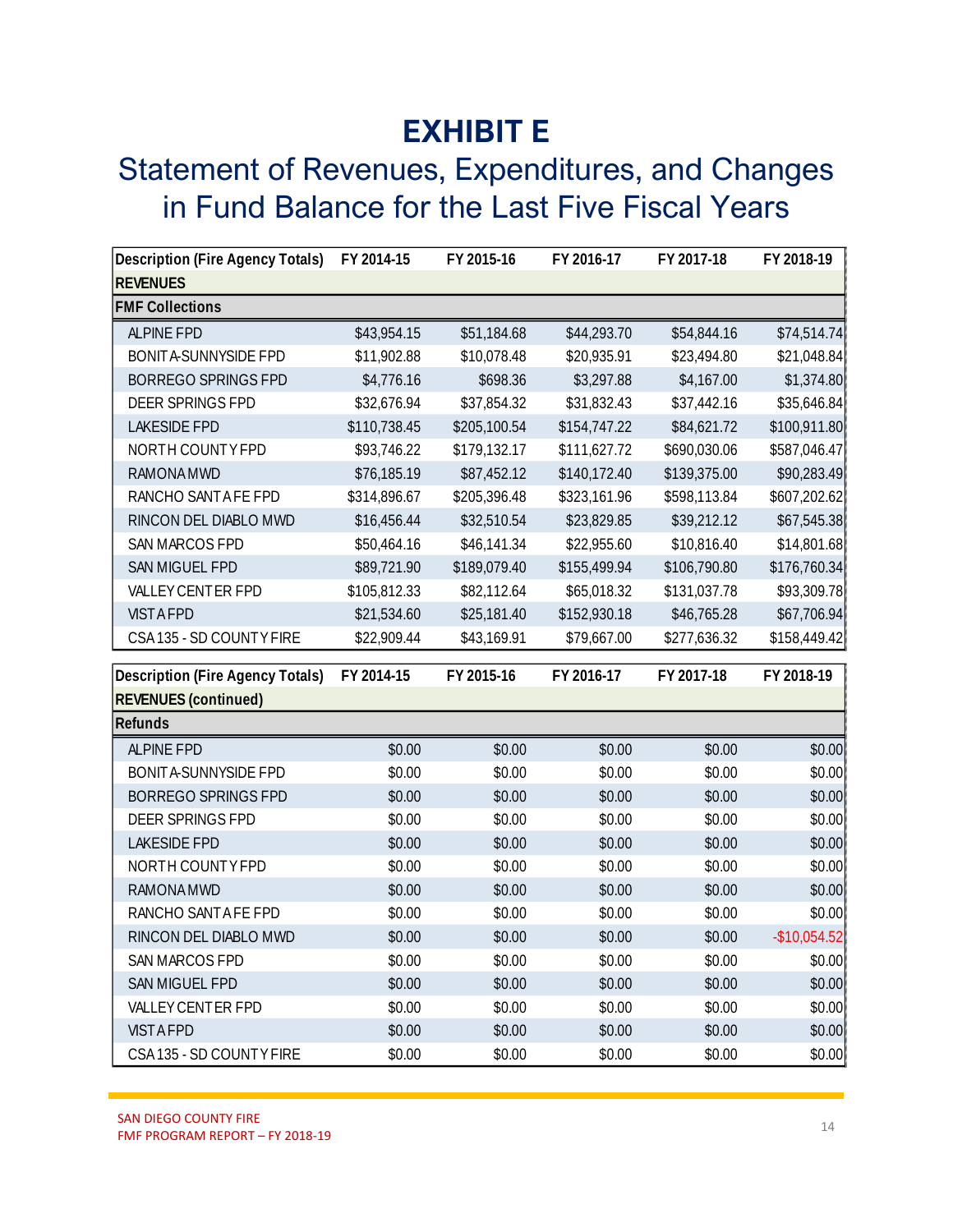# EXHIBIT E

## Statement of Revenues, Expenditures, and Changes in Fund Balance for the Last Five Fiscal Years

| Description (Fire Agency Totals) | FY 2014-15 | FY 2015-16 | FY 2016-17 | FY 2017-18 | FY 2018-19 |
|---|---|---|---|---|---|
| **REVENUES** | | | | | |
| **FMF Collections** | | | | | |
| ALPINE FPD | $43,954.15 | $51,184.68 | $44,293.70 | $54,844.16 | $74,514.74 |
| BONITA-SUNNYSIDE FPD | $11,902.88 | $10,078.48 | $20,935.91 | $23,494.80 | $21,048.84 |
| BORREGO SPRINGS FPD | $4,776.16 | $698.36 | $3,297.88 | $4,167.00 | $1,374.80 |
| DEER SPRINGS FPD | $32,676.94 | $37,854.32 | $31,832.43 | $37,442.16 | $35,646.84 |
| LAKESIDE FPD | $110,738.45 | $205,100.54 | $154,747.22 | $84,621.72 | $100,911.80 |
| NORTH COUNTY FPD | $93,746.22 | $179,132.17 | $111,627.72 | $690,030.06 | $587,046.47 |
| RAMONA MWD | $76,185.19 | $87,452.12 | $140,172.40 | $139,375.00 | $90,283.49 |
| RANCHO SANTA FE FPD | $314,896.67 | $205,396.48 | $323,161.96 | $598,113.84 | $607,202.62 |
| RINCON DEL DIABLO MWD | $16,456.44 | $32,510.54 | $23,829.85 | $39,212.12 | $67,545.38 |
| SAN MARCOS FPD | $50,464.16 | $46,141.34 | $22,955.60 | $10,816.40 | $14,801.68 |
| SAN MIGUEL FPD | $89,721.90 | $189,079.40 | $155,499.94 | $106,790.80 | $176,760.34 |
| VALLEY CENTER FPD | $105,812.33 | $82,112.64 | $65,018.32 | $131,037.78 | $93,309.78 |
| VISTA FPD | $21,534.60 | $25,181.40 | $152,930.18 | $46,765.28 | $67,706.94 |
| CSA 135 - SD COUNTY FIRE | $22,909.44 | $43,169.91 | $79,667.00 | $277,636.32 | $158,449.42 |

| Description (Fire Agency Totals) | FY 2014-15 | FY 2015-16 | FY 2016-17 | FY 2017-18 | FY 2018-19 |
|---|---|---|---|---|---|
| **REVENUES (continued)** | | | | | |
| **Refunds** | | | | | |
| ALPINE FPD | $0.00 | $0.00 | $0.00 | $0.00 | $0.00 |
| BONITA-SUNNYSIDE FPD | $0.00 | $0.00 | $0.00 | $0.00 | $0.00 |
| BORREGO SPRINGS FPD | $0.00 | $0.00 | $0.00 | $0.00 | $0.00 |
| DEER SPRINGS FPD | $0.00 | $0.00 | $0.00 | $0.00 | $0.00 |
| LAKESIDE FPD | $0.00 | $0.00 | $0.00 | $0.00 | $0.00 |
| NORTH COUNTY FPD | $0.00 | $0.00 | $0.00 | $0.00 | $0.00 |
| RAMONA MWD | $0.00 | $0.00 | $0.00 | $0.00 | $0.00 |
| RANCHO SANTA FE FPD | $0.00 | $0.00 | $0.00 | $0.00 | $0.00 |
| RINCON DEL DIABLO MWD | $0.00 | $0.00 | $0.00 | $0.00 | -$10,054.52 |
| SAN MARCOS FPD | $0.00 | $0.00 | $0.00 | $0.00 | $0.00 |
| SAN MIGUEL FPD | $0.00 | $0.00 | $0.00 | $0.00 | $0.00 |
| VALLEY CENTER FPD | $0.00 | $0.00 | $0.00 | $0.00 | $0.00 |
| VISTA FPD | $0.00 | $0.00 | $0.00 | $0.00 | $0.00 |
| CSA 135 - SD COUNTY FIRE | $0.00 | $0.00 | $0.00 | $0.00 | $0.00 |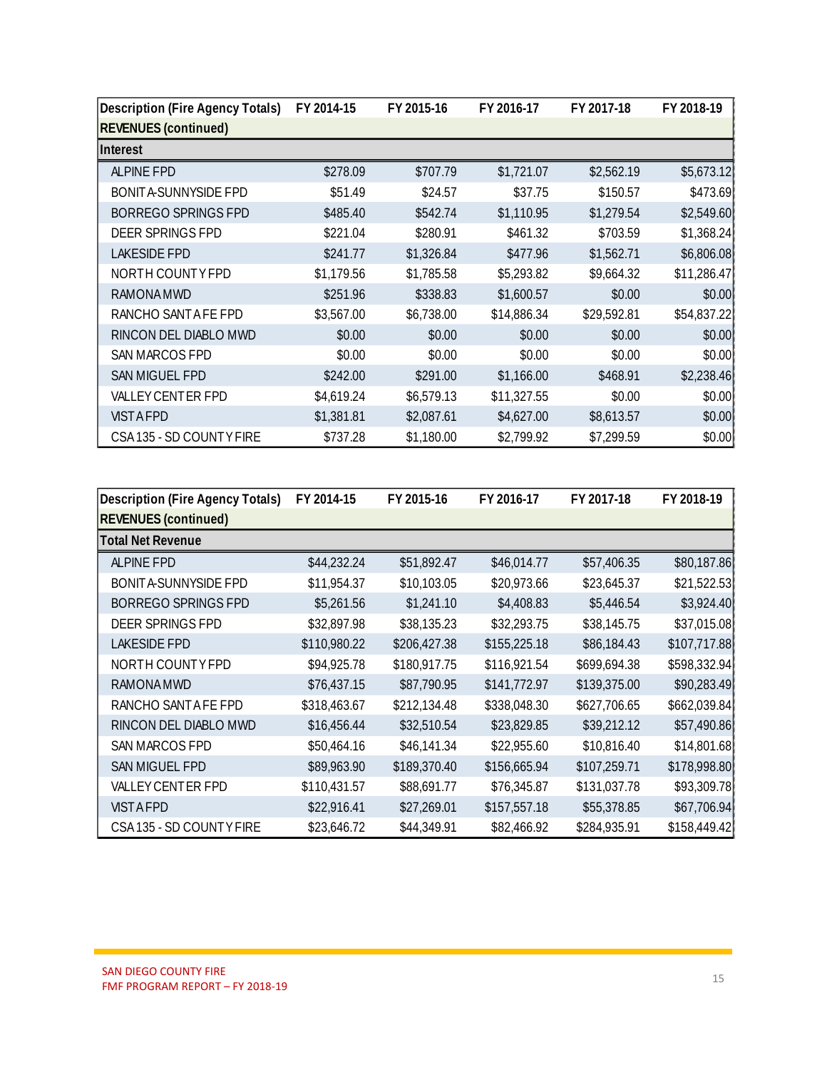| Description (Fire Agency Totals) | FY 2014-15 | FY 2015-16 | FY 2016-17 | FY 2017-18 | FY 2018-19 |
|---|---|---|---|---|---|
| **REVENUES (continued)** | | | | | |
| **Interest** | | | | | |
| ALPINE FPD | $278.09 | $707.79 | $1,721.07 | $2,562.19 | $5,673.12 |
| BONITA-SUNNYSIDE FPD | $51.49 | $24.57 | $37.75 | $150.57 | $473.69 |
| BORREGO SPRINGS FPD | $485.40 | $542.74 | $1,110.95 | $1,279.54 | $2,549.60 |
| DEER SPRINGS FPD | $221.04 | $280.91 | $461.32 | $703.59 | $1,368.24 |
| LAKESIDE FPD | $241.77 | $1,326.84 | $477.96 | $1,562.71 | $6,806.08 |
| NORTH COUNTY FPD | $1,179.56 | $1,785.58 | $5,293.82 | $9,664.32 | $11,286.47 |
| RAMONA MWD | $251.96 | $338.83 | $1,600.57 | $0.00 | $0.00 |
| RANCHO SANTA FE FPD | $3,567.00 | $6,738.00 | $14,886.34 | $29,592.81 | $54,837.22 |
| RINCON DEL DIABLO MWD | $0.00 | $0.00 | $0.00 | $0.00 | $0.00 |
| SAN MARCOS FPD | $0.00 | $0.00 | $0.00 | $0.00 | $0.00 |
| SAN MIGUEL FPD | $242.00 | $291.00 | $1,166.00 | $468.91 | $2,238.46 |
| VALLEY CENTER FPD | $4,619.24 | $6,579.13 | $11,327.55 | $0.00 | $0.00 |
| VISTA FPD | $1,381.81 | $2,087.61 | $4,627.00 | $8,613.57 | $0.00 |
| CSA 135 - SD COUNTY FIRE | $737.28 | $1,180.00 | $2,799.92 | $7,299.59 | $0.00 |

| Description (Fire Agency Totals) | FY 2014-15 | FY 2015-16 | FY 2016-17 | FY 2017-18 | FY 2018-19 |
|---|---|---|---|---|---|
| **REVENUES (continued)** | | | | | |
| **Total Net Revenue** | | | | | |
| ALPINE FPD | $44,232.24 | $51,892.47 | $46,014.77 | $57,406.35 | $80,187.86 |
| BONITA-SUNNYSIDE FPD | $11,954.37 | $10,103.05 | $20,973.66 | $23,645.37 | $21,522.53 |
| BORREGO SPRINGS FPD | $5,261.56 | $1,241.10 | $4,408.83 | $5,446.54 | $3,924.40 |
| DEER SPRINGS FPD | $32,897.98 | $38,135.23 | $32,293.75 | $38,145.75 | $37,015.08 |
| LAKESIDE FPD | $110,980.22 | $206,427.38 | $155,225.18 | $86,184.43 | $107,717.88 |
| NORTH COUNTY FPD | $94,925.78 | $180,917.75 | $116,921.54 | $699,694.38 | $598,332.94 |
| RAMONA MWD | $76,437.15 | $87,790.95 | $141,772.97 | $139,375.00 | $90,283.49 |
| RANCHO SANTA FE FPD | $318,463.67 | $212,134.48 | $338,048.30 | $627,706.65 | $662,039.84 |
| RINCON DEL DIABLO MWD | $16,456.44 | $32,510.54 | $23,829.85 | $39,212.12 | $57,490.86 |
| SAN MARCOS FPD | $50,464.16 | $46,141.34 | $22,955.60 | $10,816.40 | $14,801.68 |
| SAN MIGUEL FPD | $89,963.90 | $189,370.40 | $156,665.94 | $107,259.71 | $178,998.80 |
| VALLEY CENTER FPD | $110,431.57 | $88,691.77 | $76,345.87 | $131,037.78 | $93,309.78 |
| VISTA FPD | $22,916.41 | $27,269.01 | $157,557.18 | $55,378.85 | $67,706.94 |
| CSA 135 - SD COUNTY FIRE | $23,646.72 | $44,349.91 | $82,466.92 | $284,935.91 | $158,449.42 |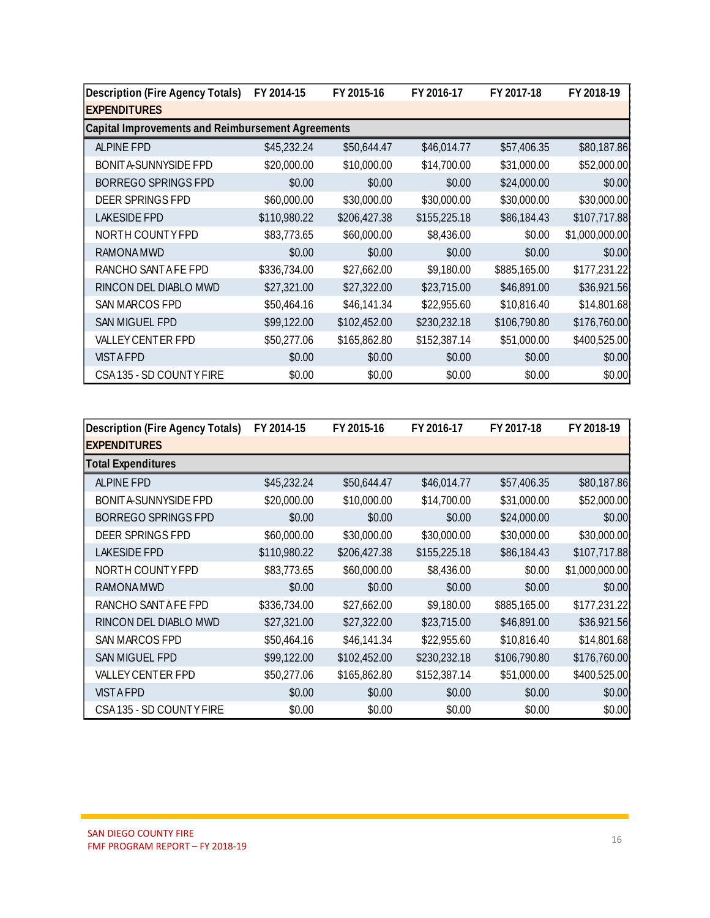| Description (Fire Agency Totals) | FY 2014-15 | FY 2015-16 | FY 2016-17 | FY 2017-18 | FY 2018-19 |
|---|---|---|---|---|---|
| **EXPENDITURES** | | | | | |
| **Capital Improvements and Reimbursement Agreements** | | | | | |
| ALPINE FPD | $45,232.24 | $50,644.47 | $46,014.77 | $57,406.35 | $80,187.86 |
| BONITA-SUNNYSIDE FPD | $20,000.00 | $10,000.00 | $14,700.00 | $31,000.00 | $52,000.00 |
| BORREGO SPRINGS FPD | $0.00 | $0.00 | $0.00 | $24,000.00 | $0.00 |
| DEER SPRINGS FPD | $60,000.00 | $30,000.00 | $30,000.00 | $30,000.00 | $30,000.00 |
| LAKESIDE FPD | $110,980.22 | $206,427.38 | $155,225.18 | $86,184.43 | $107,717.88 |
| NORTH COUNTY FPD | $83,773.65 | $60,000.00 | $8,436.00 | $0.00 | $1,000,000.00 |
| RAMONA MWD | $0.00 | $0.00 | $0.00 | $0.00 | $0.00 |
| RANCHO SANTA FE FPD | $336,734.00 | $27,662.00 | $9,180.00 | $885,165.00 | $177,231.22 |
| RINCON DEL DIABLO MWD | $27,321.00 | $27,322.00 | $23,715.00 | $46,891.00 | $36,921.56 |
| SAN MARCOS FPD | $50,464.16 | $46,141.34 | $22,955.60 | $10,816.40 | $14,801.68 |
| SAN MIGUEL FPD | $99,122.00 | $102,452.00 | $230,232.18 | $106,790.80 | $176,760.00 |
| VALLEY CENTER FPD | $50,277.06 | $165,862.80 | $152,387.14 | $51,000.00 | $400,525.00 |
| VISTA FPD | $0.00 | $0.00 | $0.00 | $0.00 | $0.00 |
| CSA 135 - SD COUNTY FIRE | $0.00 | $0.00 | $0.00 | $0.00 | $0.00 |

| Description (Fire Agency Totals) | FY 2014-15 | FY 2015-16 | FY 2016-17 | FY 2017-18 | FY 2018-19 |
|---|---|---|---|---|---|
| **EXPENDITURES** | | | | | |
| **Total Expenditures** | | | | | |
| ALPINE FPD | $45,232.24 | $50,644.47 | $46,014.77 | $57,406.35 | $80,187.86 |
| BONITA-SUNNYSIDE FPD | $20,000.00 | $10,000.00 | $14,700.00 | $31,000.00 | $52,000.00 |
| BORREGO SPRINGS FPD | $0.00 | $0.00 | $0.00 | $24,000.00 | $0.00 |
| DEER SPRINGS FPD | $60,000.00 | $30,000.00 | $30,000.00 | $30,000.00 | $30,000.00 |
| LAKESIDE FPD | $110,980.22 | $206,427.38 | $155,225.18 | $86,184.43 | $107,717.88 |
| NORTH COUNTY FPD | $83,773.65 | $60,000.00 | $8,436.00 | $0.00 | $1,000,000.00 |
| RAMONA MWD | $0.00 | $0.00 | $0.00 | $0.00 | $0.00 |
| RANCHO SANTA FE FPD | $336,734.00 | $27,662.00 | $9,180.00 | $885,165.00 | $177,231.22 |
| RINCON DEL DIABLO MWD | $27,321.00 | $27,322.00 | $23,715.00 | $46,891.00 | $36,921.56 |
| SAN MARCOS FPD | $50,464.16 | $46,141.34 | $22,955.60 | $10,816.40 | $14,801.68 |
| SAN MIGUEL FPD | $99,122.00 | $102,452.00 | $230,232.18 | $106,790.80 | $176,760.00 |
| VALLEY CENTER FPD | $50,277.06 | $165,862.80 | $152,387.14 | $51,000.00 | $400,525.00 |
| VISTA FPD | $0.00 | $0.00 | $0.00 | $0.00 | $0.00 |
| CSA 135 - SD COUNTY FIRE | $0.00 | $0.00 | $0.00 | $0.00 | $0.00 |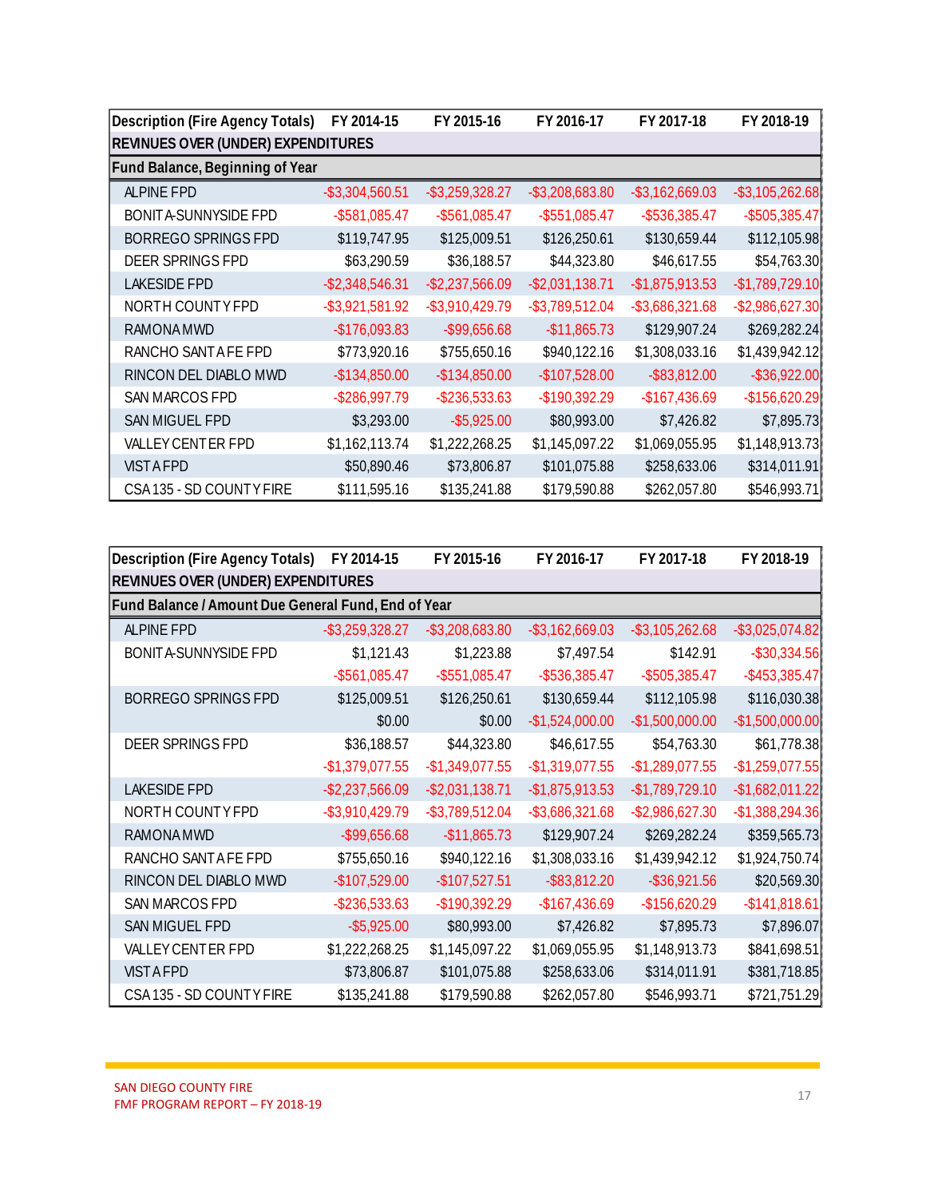| Description (Fire Agency Totals) | FY 2014-15 | FY 2015-16 | FY 2016-17 | FY 2017-18 | FY 2018-19 |
|---|---|---|---|---|---|
| **REVNUES OVER (UNDER) EXPENDITURES** | | | | | |
| **Fund Balance, Beginning of Year** | | | | | |
| ALPINE FPD | -$3,304,560.51 | -$3,259,328.27 | -$3,208,683.80 | -$3,162,669.03 | -$3,105,262.68 |
| BONITA-SUNNYSIDE FPD | -$581,085.47 | -$561,085.47 | -$551,085.47 | -$536,385.47 | -$505,385.47 |
| BORREGO SPRINGS FPD | $119,747.95 | $125,009.51 | $126,250.61 | $130,659.44 | $112,105.98 |
| DEER SPRINGS FPD | $63,290.59 | $36,188.57 | $44,323.80 | $46,617.55 | $54,763.30 |
| LAKESIDE FPD | -$2,348,546.31 | -$2,237,566.09 | -$2,031,138.71 | -$1,875,913.53 | -$1,789,729.10 |
| NORTH COUNTY FPD | -$3,921,581.92 | -$3,910,429.79 | -$3,789,512.04 | -$3,686,321.68 | -$2,986,627.30 |
| RAMONA MWD | -$176,093.83 | -$99,656.68 | -$11,865.73 | $129,907.24 | $269,282.24 |
| RANCHO SANTA FE FPD | $773,920.16 | $755,650.16 | $940,122.16 | $1,308,033.16 | $1,439,942.12 |
| RINCON DEL DIABLO MWD | -$134,850.00 | -$134,850.00 | -$107,528.00 | -$83,812.00 | -$36,922.00 |
| SAN MARCOS FPD | -$286,997.79 | -$236,533.63 | -$190,392.29 | -$167,436.69 | -$156,620.29 |
| SAN MIGUEL FPD | $3,293.00 | -$5,925.00 | $80,993.00 | $7,426.82 | $7,895.73 |
| VALLEY CENTER FPD | $1,162,113.74 | $1,222,268.25 | $1,145,097.22 | $1,069,055.95 | $1,148,913.73 |
| VISTA FPD | $50,890.46 | $73,806.87 | $101,075.88 | $258,633.06 | $314,011.91 |
| CSA 135 - SD COUNTY FIRE | $111,595.16 | $135,241.88 | $179,590.88 | $262,057.80 | $546,993.71 |

| Description (Fire Agency Totals) | FY 2014-15 | FY 2015-16 | FY 2016-17 | FY 2017-18 | FY 2018-19 |
|---|---|---|---|---|---|
| **REVNUES OVER (UNDER) EXPENDITURES** | | | | | |
| **Fund Balance / Amount Due General Fund, End of Year** | | | | | |
| ALPINE FPD | -$3,259,328.27 | -$3,208,683.80 | -$3,162,669.03 | -$3,105,262.68 | -$3,025,074.82 |
| BONITA-SUNNYSIDE FPD | $1,121.43 | $1,223.88 | $7,497.54 | $142.91 | -$30,334.56 |
| | -$561,085.47 | -$551,085.47 | -$536,385.47 | -$505,385.47 | -$453,385.47 |
| BORREGO SPRINGS FPD | $125,009.51 | $126,250.61 | $130,659.44 | $112,105.98 | $116,030.38 |
| | $0.00 | $0.00 | -$1,524,000.00 | -$1,500,000.00 | -$1,500,000.00 |
| DEER SPRINGS FPD | $36,188.57 | $44,323.80 | $46,617.55 | $54,763.30 | $61,778.38 |
| | -$1,379,077.55 | -$1,349,077.55 | -$1,319,077.55 | -$1,289,077.55 | -$1,259,077.55 |
| LAKESIDE FPD | -$2,237,566.09 | -$2,031,138.71 | -$1,875,913.53 | -$1,789,729.10 | -$1,682,011.22 |
| NORTH COUNTY FPD | -$3,910,429.79 | -$3,789,512.04 | -$3,686,321.68 | -$2,986,627.30 | -$1,388,294.36 |
| RAMONA MWD | -$99,656.68 | -$11,865.73 | $129,907.24 | $269,282.24 | $359,565.73 |
| RANCHO SANTA FE FPD | $755,650.16 | $940,122.16 | $1,308,033.16 | $1,439,942.12 | $1,924,750.74 |
| RINCON DEL DIABLO MWD | -$107,529.00 | -$107,527.51 | -$83,812.20 | -$36,921.56 | $20,569.30 |
| SAN MARCOS FPD | -$236,533.63 | -$190,392.29 | -$167,436.69 | -$156,620.29 | -$141,818.61 |
| SAN MIGUEL FPD | -$5,925.00 | $80,993.00 | $7,426.82 | $7,895.73 | $7,896.07 |
| VALLEY CENTER FPD | $1,222,268.25 | $1,145,097.22 | $1,069,055.95 | $1,148,913.73 | $841,698.51 |
| VISTA FPD | $73,806.87 | $101,075.88 | $258,633.06 | $314,011.91 | $381,718.85 |
| CSA 135 - SD COUNTY FIRE | $135,241.88 | $179,590.88 | $262,057.80 | $546,993.71 | $721,751.29 |